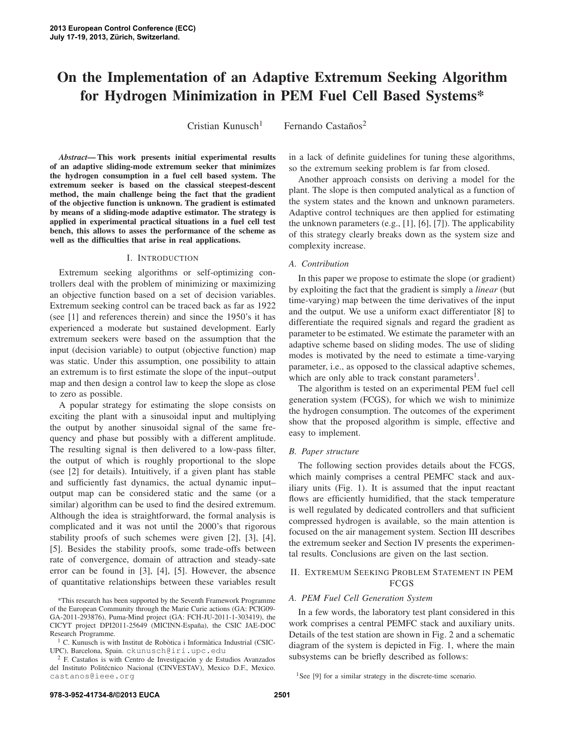# On the Implementation of an Adaptive Extremum Seeking Algorithm for Hydrogen Minimization in PEM Fuel Cell Based Systems*

Cristian Kunusch[1] Fernando Castaños[2]

***Abstract*— This work presents initial experimental results of an adaptive sliding-mode extremum seeker that minimizes the hydrogen consumption in a fuel cell based system. The extremum seeker is based on the classical steepest-descent method, the main challenge being the fact that the gradient of the objective function is unknown. The gradient is estimated by means of a sliding-mode adaptive estimator. The strategy is applied in experimental practical situations in a fuel cell test bench, this allows to asses the performance of the scheme as well as the difficulties that arise in real applications.**

## I. Introduction

Extremum seeking algorithms or self-optimizing controllers deal with the problem of minimizing or maximizing an objective function based on a set of decision variables. Extremum seeking control can be traced back as far as 1922 (see [1] and references therein) and since the 1950's it has experienced a moderate but sustained development. Early extremum seekers were based on the assumption that the input (decision variable) to output (objective function) map was static. Under this assumption, one possibility to attain an extremum is to first estimate the slope of the input–output map and then design a control law to keep the slope as close to zero as possible.

A popular strategy for estimating the slope consists on exciting the plant with a sinusoidal input and multiplying the output by another sinusoidal signal of the same frequency and phase but possibly with a different amplitude. The resulting signal is then delivered to a low-pass filter, the output of which is roughly proportional to the slope (see [2] for details). Intuitively, if a given plant has stable and sufficiently fast dynamics, the actual dynamic input–output map can be considered static and the same (or a similar) algorithm can be used to find the desired extremum. Although the idea is straightforward, the formal analysis is complicated and it was not until the 2000's that rigorous stability proofs of such schemes were given [2], [3], [4], [5]. Besides the stability proofs, some trade-offs between rate of convergence, domain of attraction and steady-sate error can be found in [3], [4], [5]. However, the absence of quantitative relationships between these variables result in a lack of definite guidelines for tuning these algorithms, so the extremum seeking problem is far from closed.

Another approach consists on deriving a model for the plant. The slope is then computed analytical as a function of the system states and the known and unknown parameters. Adaptive control techniques are then applied for estimating the unknown parameters (e.g., [1], [6], [7]). The applicability of this strategy clearly breaks down as the system size and complexity increase.

### A. Contribution

In this paper we propose to estimate the slope (or gradient) by exploiting the fact that the gradient is simply a *linear* (but time-varying) map between the time derivatives of the input and the output. We use a uniform exact differentiator [8] to differentiate the required signals and regard the gradient as parameter to be estimated. We estimate the parameter with an adaptive scheme based on sliding modes. The use of sliding modes is motivated by the need to estimate a time-varying parameter, i.e., as opposed to the classical adaptive schemes, which are only able to track constant parameters[1].

The algorithm is tested on an experimental PEM fuel cell generation system (FCGS), for which we wish to minimize the hydrogen consumption. The outcomes of the experiment show that the proposed algorithm is simple, effective and easy to implement.

### B. Paper structure

The following section provides details about the FCGS, which mainly comprises a central PEMFC stack and auxiliary units (Fig. 1). It is assumed that the input reactant flows are efficiently humidified, that the stack temperature is well regulated by dedicated controllers and that sufficient compressed hydrogen is available, so the main attention is focused on the air management system. Section III describes the extremum seeker and Section IV presents the experimental results. Conclusions are given on the last section.

## II. Extremum Seeking Problem Statement in PEM FCGS

### A. PEM Fuel Cell Generation System

In a few words, the laboratory test plant considered in this work comprises a central PEMFC stack and auxiliary units. Details of the test station are shown in Fig. 2 and a schematic diagram of the system is depicted in Fig. 1, where the main subsystems can be briefly described as follows:

---

*This research has been supported by the Seventh Framework Programme of the European Community through the Marie Curie actions (GA: PCIG09-GA-2011-293876), Puma-Mind project (GA: FCH-JU-2011-1-303419), the CICYT project DPI2011-25649 (MICINN-España), the CSIC JAE-DOC Research Programme.

[1] C. Kunusch is with Institut de Robòtica i Informàtica Industrial (CSIC-UPC), Barcelona, Spain. ckunusch@iri.upc.edu

[2] F. Castaños is with Centro de Investigación y de Estudios Avanzados del Instituto Politécnico Nacional (CINVESTAV), Mexico D.F., Mexico. castanos@ieee.org

[1]See [9] for a similar strategy in the discrete-time scenario.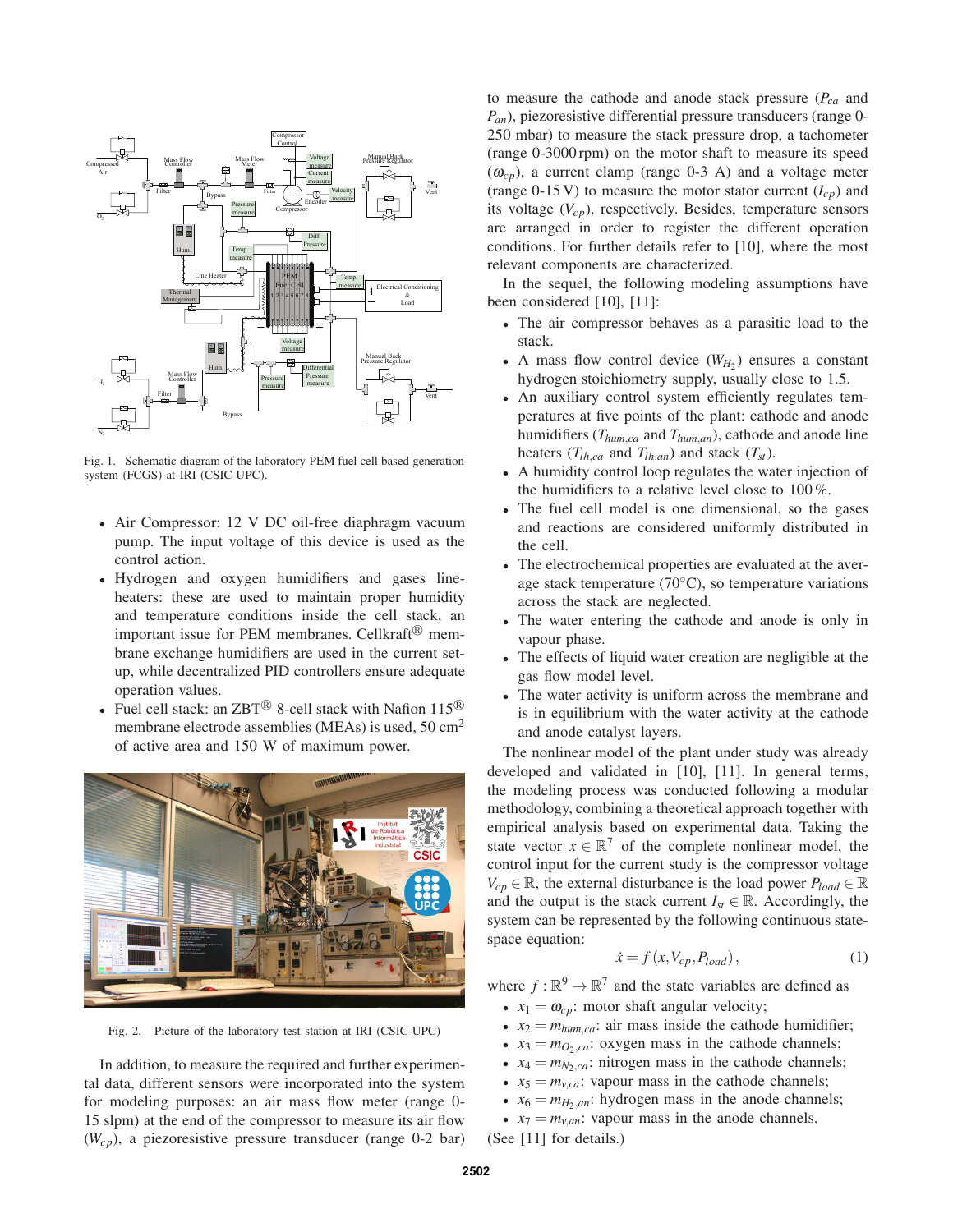Fig. 1. Schematic diagram of the laboratory PEM fuel cell based generation system (FCGS) at IRI (CSIC-UPC).

- Air Compressor: 12 V DC oil-free diaphragm vacuum pump. The input voltage of this device is used as the control action.
- Hydrogen and oxygen humidifiers and gases line-heaters: these are used to maintain proper humidity and temperature conditions inside the cell stack, an important issue for PEM membranes. Cellkraft® membrane exchange humidifiers are used in the current setup, while decentralized PID controllers ensure adequate operation values.
- Fuel cell stack: an ZBT® 8-cell stack with Nafion 115® membrane electrode assemblies (MEAs) is used, 50 $cm^2$ of active area and 150 W of maximum power.

Fig. 2. Picture of the laboratory test station at IRI (CSIC-UPC)

In addition, to measure the required and further experimental data, different sensors were incorporated into the system for modeling purposes: an air mass flow meter (range 0-15 slpm) at the end of the compressor to measure its air flow ($W_{cp}$), a piezoresistive pressure transducer (range 0-2 bar) to measure the cathode and anode stack pressure ($P_{ca}$ and $P_{an}$), piezoresistive differential pressure transducers (range 0-250 mbar) to measure the stack pressure drop, a tachometer (range 0-3000 rpm) on the motor shaft to measure its speed ($\omega_{cp}$), a current clamp (range 0-3 A) and a voltage meter (range 0-15 V) to measure the motor stator current ($I_{cp}$) and its voltage ($V_{cp}$), respectively. Besides, temperature sensors are arranged in order to register the different operation conditions. For further details refer to [10], where the most relevant components are characterized.

In the sequel, the following modeling assumptions have been considered [10], [11]:

- The air compressor behaves as a parasitic load to the stack.
- A mass flow control device ($W_{H_2}$) ensures a constant hydrogen stoichiometry supply, usually close to 1.5.
- An auxiliary control system efficiently regulates temperatures at five points of the plant: cathode and anode humidifiers ($T_{hum,ca}$ and $T_{hum,an}$), cathode and anode line heaters ($T_{lh,ca}$ and $T_{lh,an}$) and stack ($T_{st}$).
- A humidity control loop regulates the water injection of the humidifiers to a relative level close to 100 %.
- The fuel cell model is one dimensional, so the gases and reactions are considered uniformly distributed in the cell.
- The electrochemical properties are evaluated at the average stack temperature (70°C), so temperature variations across the stack are neglected.
- The water entering the cathode and anode is only in vapour phase.
- The effects of liquid water creation are negligible at the gas flow model level.
- The water activity is uniform across the membrane and is in equilibrium with the water activity at the cathode and anode catalyst layers.

The nonlinear model of the plant under study was already developed and validated in [10], [11]. In general terms, the modeling process was conducted following a modular methodology, combining a theoretical approach together with empirical analysis based on experimental data. Taking the state vector $x \in \mathbb{R}^7$ of the complete nonlinear model, the control input for the current study is the compressor voltage $V_{cp} \in \mathbb{R}$, the external disturbance is the load power $P_{load} \in \mathbb{R}$ and the output is the stack current $I_{st} \in \mathbb{R}$. Accordingly, the system can be represented by the following continuous state-space equation:

$$\dot{x} = f\left(x, V_{cp}, P_{load}\right), \tag{1}$$

where $f : \mathbb{R}^9 \to \mathbb{R}^7$ and the state variables are defined as

- $x_1 = \omega_{cp}$: motor shaft angular velocity;
- $x_2 = m_{hum,ca}$: air mass inside the cathode humidifier;
- $x_3 = m_{O_2,ca}$: oxygen mass in the cathode channels;
- $x_4 = m_{N_2,ca}$: nitrogen mass in the cathode channels;
- $x_5 = m_{v,ca}$: vapour mass in the cathode channels;
- $x_6 = m_{H_2,an}$: hydrogen mass in the anode channels;
- $x_7 = m_{v,an}$: vapour mass in the anode channels.

(See [11] for details.)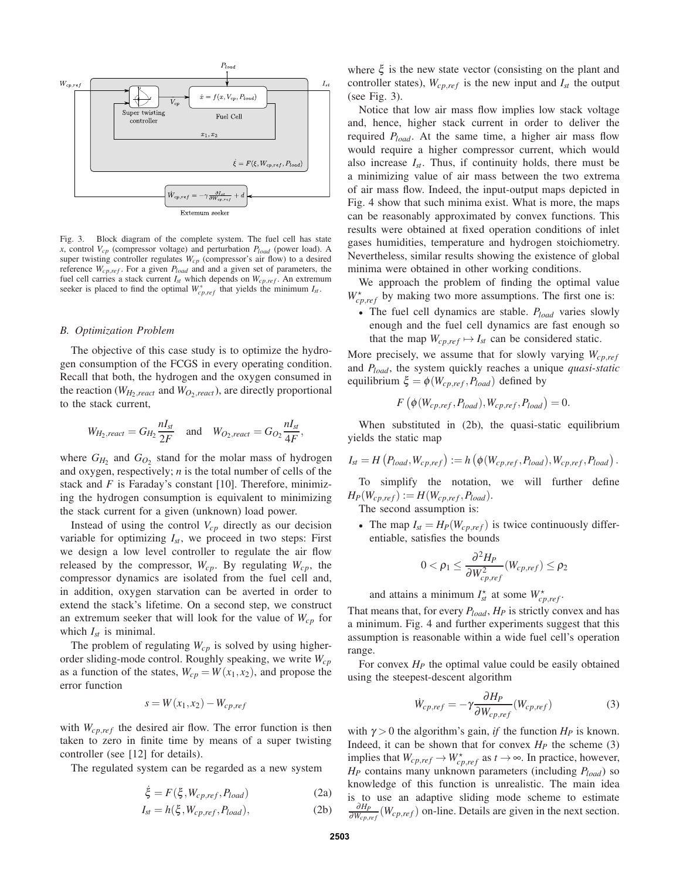Fig. 3. Block diagram of the complete system. The fuel cell has state $x$, control $V_{cp}$ (compressor voltage) and perturbation $P_{load}$ (power load). A super twisting controller regulates $W_{cp}$ (compressor's air flow) to a desired reference $W_{cp,ref}$. For a given $P_{load}$ and and a given set of parameters, the fuel cell carries a stack current $I_{st}$ which depends on $W_{cp,ref}$. An extremum seeker is placed to find the optimal $W^{*}_{cp,ref}$ that yields the minimum $I_{st}$.

### B. Optimization Problem

The objective of this case study is to optimize the hydrogen consumption of the FCGS in every operating condition. Recall that both, the hydrogen and the oxygen consumed in the reaction ($W_{H_2,react}$ and $W_{O_2,react}$), are directly proportional to the stack current,

$$W_{H_2,react} = G_{H_2}\frac{nI_{st}}{2F} \quad \text{and} \quad W_{O_2,react} = G_{O_2}\frac{nI_{st}}{4F},$$

where $G_{H_2}$ and $G_{O_2}$ stand for the molar mass of hydrogen and oxygen, respectively; $n$ is the total number of cells of the stack and $F$ is Faraday's constant [10]. Therefore, minimizing the hydrogen consumption is equivalent to minimizing the stack current for a given (unknown) load power.

Instead of using the control $V_{cp}$ directly as our decision variable for optimizing $I_{st}$, we proceed in two steps: First we design a low level controller to regulate the air flow released by the compressor, $W_{cp}$. By regulating $W_{cp}$, the compressor dynamics are isolated from the fuel cell and, in addition, oxygen starvation can be averted in order to extend the stack's lifetime. On a second step, we construct an extremum seeker that will look for the value of $W_{cp}$ for which $I_{st}$ is minimal.

The problem of regulating $W_{cp}$ is solved by using higher-order sliding-mode control. Roughly speaking, we write $W_{cp}$ as a function of the states, $W_{cp} = W(x_1,x_2)$, and propose the error function

$$s = W(x_1,x_2) - W_{cp,ref}$$

with $W_{cp,ref}$ the desired air flow. The error function is then taken to zero in finite time by means of a super twisting controller (see [12] for details).

The regulated system can be regarded as a new system

$$\dot{\xi} = F(\xi, W_{cp,ref}, P_{load}) \tag{2a}$$

$$I_{st} = h(\xi, W_{cp,ref}, P_{load}), \tag{2b}$$

where $\xi$ is the new state vector (consisting on the plant and controller states), $W_{cp,ref}$ is the new input and $I_{st}$ the output (see Fig. 3).

Notice that low air mass flow implies low stack voltage and, hence, higher stack current in order to deliver the required $P_{load}$. At the same time, a higher air mass flow would require a higher compressor current, which would also increase $I_{st}$. Thus, if continuity holds, there must be a minimizing value of air mass between the two extrema of air mass flow. Indeed, the input-output maps depicted in Fig. 4 show that such minima exist. What is more, the maps can be reasonably approximated by convex functions. This results were obtained at fixed operation conditions of inlet gases humidities, temperature and hydrogen stoichiometry. Nevertheless, similar results showing the existence of global minima were obtained in other working conditions.

We approach the problem of finding the optimal value $W^{\star}_{cp,ref}$ by making two more assumptions. The first one is:

- The fuel cell dynamics are stable. $P_{load}$ varies slowly enough and the fuel cell dynamics are fast enough so that the map $W_{cp,ref} \mapsto I_{st}$ can be considered static.

More precisely, we assume that for slowly varying $W_{cp,ref}$ and $P_{load}$, the system quickly reaches a unique *quasi-static* equilibrium $\xi = \phi(W_{cp,ref}, P_{load})$ defined by

$$F\left(\phi(W_{cp,ref}, P_{load}), W_{cp,ref}, P_{load}\right) = 0.$$

When substituted in (2b), the quasi-static equilibrium yields the static map

$$I_{st} = H\left(P_{load}, W_{cp,ref}\right) := h\left(\phi(W_{cp,ref}, P_{load}), W_{cp,ref}, P_{load}\right).$$

To simplify the notation, we will further define $H_P(W_{cp,ref}) := H(W_{cp,ref}, P_{load})$.

The second assumption is:

- The map $I_{st} = H_P(W_{cp,ref})$ is twice continuously differentiable, satisfies the bounds
$$0 < \rho_1 \leq \frac{\partial^2 H_P}{\partial W^2_{cp,ref}}(W_{cp,ref}) \leq \rho_2$$
and attains a minimum $I^{\star}_{st}$ at some $W^{\star}_{cp,ref}$.

That means that, for every $P_{load}$, $H_P$ is strictly convex and has a minimum. Fig. 4 and further experiments suggest that this assumption is reasonable within a wide fuel cell's operation range.

For convex $H_P$ the optimal value could be easily obtained using the steepest-descent algorithm

$$\dot{W}_{cp,ref} = -\gamma \frac{\partial H_P}{\partial W_{cp,ref}}(W_{cp,ref}) \tag{3}$$

with $\gamma > 0$ the algorithm's gain, *if* the function $H_P$ is known. Indeed, it can be shown that for convex $H_P$ the scheme (3) implies that $W_{cp,ref} \to W^{\star}_{cp,ref}$ as $t \to \infty$. In practice, however, $H_P$ contains many unknown parameters (including $P_{load}$) so knowledge of this function is unrealistic. The main idea is to use an adaptive sliding mode scheme to estimate $\frac{\partial H_P}{\partial W_{cp,ref}}(W_{cp,ref})$ on-line. Details are given in the next section.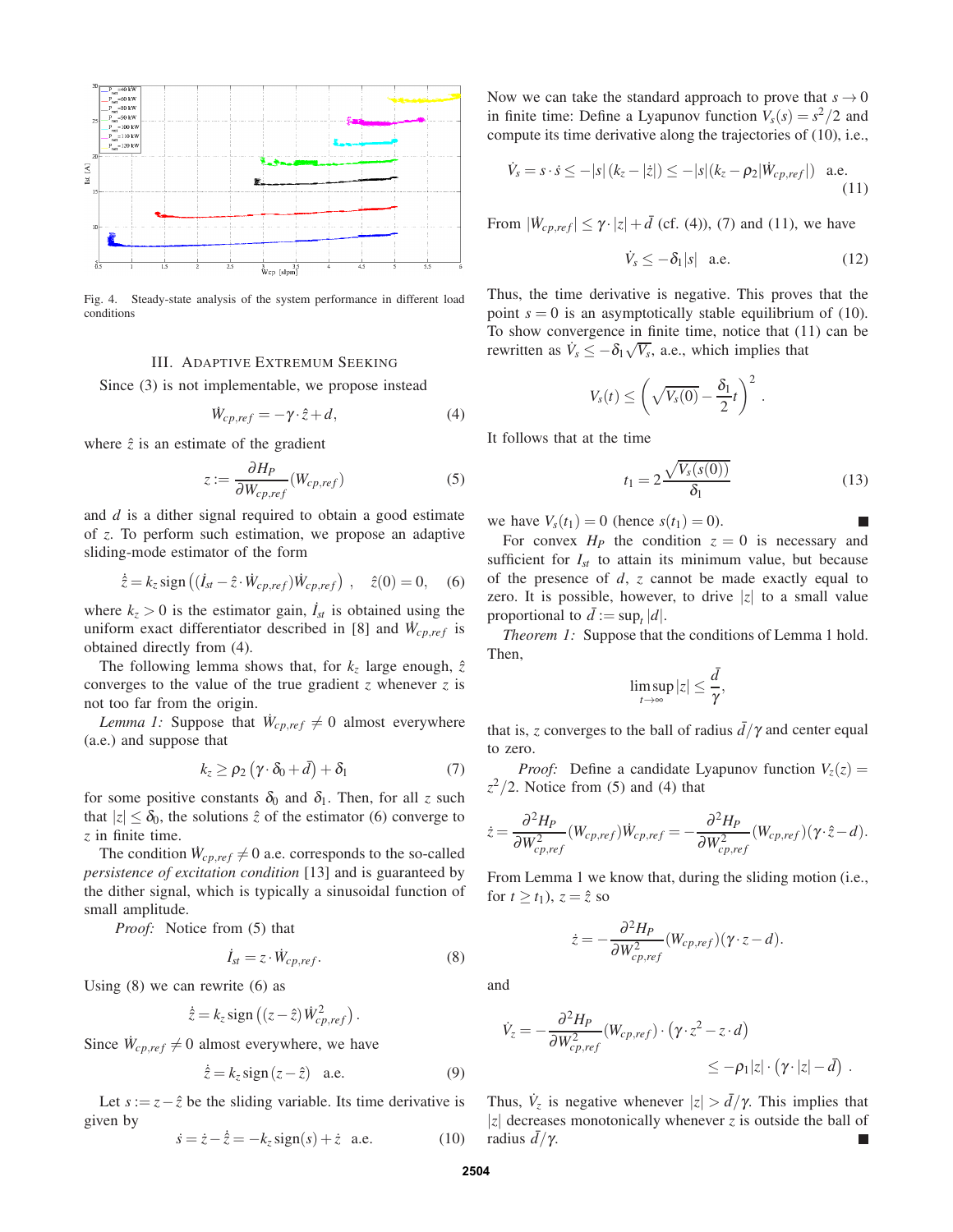Fig. 4. Steady-state analysis of the system performance in different load conditions

## III. Adaptive Extremum Seeking

Since (3) is not implementable, we propose instead

$$\dot{W}_{cp,ref} = -\gamma \cdot \hat{z} + d, \tag{4}$$

where $\hat{z}$ is an estimate of the gradient

$$z := \frac{\partial H_P}{\partial W_{cp,ref}}(W_{cp,ref}) \tag{5}$$

and $d$ is a dither signal required to obtain a good estimate of $z$. To perform such estimation, we propose an adaptive sliding-mode estimator of the form

$$\dot{\hat{z}} = k_z \operatorname{sign}\left((\dot{I}_{st} - \hat{z} \cdot \dot{W}_{cp,ref})\dot{W}_{cp,ref}\right), \quad \hat{z}(0) = 0, \tag{6}$$

where $k_z > 0$ is the estimator gain, $\dot{I}_{st}$ is obtained using the uniform exact differentiator described in [8] and $\dot{W}_{cp,ref}$ is obtained directly from (4).

The following lemma shows that, for $k_z$ large enough, $\hat{z}$ converges to the value of the true gradient $z$ whenever $z$ is not too far from the origin.

*Lemma 1:* Suppose that $\dot{W}_{cp,ref} \neq 0$ almost everywhere (a.e.) and suppose that

$$k_z \geq \rho_2\left(\gamma \cdot \delta_0 + \bar{d}\right) + \delta_1 \tag{7}$$

for some positive constants $\delta_0$ and $\delta_1$. Then, for all $z$ such that $|z| \leq \delta_0$, the solutions $\hat{z}$ of the estimator (6) converge to $z$ in finite time.

The condition $\dot{W}_{cp,ref} \neq 0$ a.e. corresponds to the so-called *persistence of excitation condition* [13] and is guaranteed by the dither signal, which is typically a sinusoidal function of small amplitude.

*Proof:* Notice from (5) that

$$\dot{I}_{st} = z \cdot \dot{W}_{cp,ref}. \tag{8}$$

Using (8) we can rewrite (6) as

$$\dot{\hat{z}} = k_z \operatorname{sign}\left((z - \hat{z})\dot{W}^2_{cp,ref}\right).$$

Since $\dot{W}_{cp,ref} \neq 0$ almost everywhere, we have

$$\dot{\hat{z}} = k_z \operatorname{sign}(z - \hat{z}) \quad \text{a.e.} \tag{9}$$

Let $s := z - \hat{z}$ be the sliding variable. Its time derivative is given by

$$\dot{s} = \dot{z} - \dot{\hat{z}} = -k_z \operatorname{sign}(s) + \dot{z} \quad \text{a.e.} \tag{10}$$

Now we can take the standard approach to prove that $s \to 0$ in finite time: Define a Lyapunov function $V_s(s) = s^2/2$ and compute its time derivative along the trajectories of (10), i.e.,

$$\dot{V}_s = s \cdot \dot{s} \leq -|s|\left(k_z - |\dot{z}|\right) \leq -|s|(k_z - \rho_2|\dot{W}_{cp,ref}|) \quad \text{a.e.} \tag{11}$$

From $|\dot{W}_{cp,ref}| \leq \gamma \cdot |z| + \bar{d}$ (cf. (4)), (7) and (11), we have

$$\dot{V}_s \leq -\delta_1|s| \quad \text{a.e.} \tag{12}$$

Thus, the time derivative is negative. This proves that the point $s = 0$ is an asymptotically stable equilibrium of (10). To show convergence in finite time, notice that (11) can be rewritten as $\dot{V}_s \leq -\delta_1\sqrt{V_s}$, a.e., which implies that

$$V_s(t) \leq \left(\sqrt{V_s(0)} - \frac{\delta_1}{2}t\right)^2.$$

It follows that at the time

$$t_1 = 2\frac{\sqrt{V_s(s(0))}}{\delta_1} \tag{13}$$

we have $V_s(t_1) = 0$ (hence $s(t_1) = 0$). ■

For convex $H_P$ the condition $z = 0$ is necessary and sufficient for $I_{st}$ to attain its minimum value, but because of the presence of $d$, $z$ cannot be made exactly equal to zero. It is possible, however, to drive $|z|$ to a small value proportional to $\bar{d} := \sup_t |d|$.

*Theorem 1:* Suppose that the conditions of Lemma 1 hold. Then,

$$\limsup_{t\to\infty} |z| \leq \frac{\bar{d}}{\gamma},$$

that is, $z$ converges to the ball of radius $\bar{d}/\gamma$ and center equal to zero.

*Proof:* Define a candidate Lyapunov function $V_z(z) = z^2/2$. Notice from (5) and (4) that

$$\dot{z} = \frac{\partial^2 H_P}{\partial W^2_{cp,ref}}(W_{cp,ref})\dot{W}_{cp,ref} = -\frac{\partial^2 H_P}{\partial W^2_{cp,ref}}(W_{cp,ref})(\gamma \cdot \hat{z} - d).$$

From Lemma 1 we know that, during the sliding motion (i.e., for $t \geq t_1$), $z = \hat{z}$ so

$$\dot{z} = -\frac{\partial^2 H_P}{\partial W^2_{cp,ref}}(W_{cp,ref})(\gamma \cdot z - d).$$

and

$$\dot{V}_z = -\frac{\partial^2 H_P}{\partial W^2_{cp,ref}}(W_{cp,ref}) \cdot \left(\gamma \cdot z^2 - z \cdot d\right) \leq -\rho_1|z| \cdot \left(\gamma \cdot |z| - \bar{d}\right).$$

Thus, $\dot{V}_z$ is negative whenever $|z| > \bar{d}/\gamma$. This implies that $|z|$ decreases monotonically whenever $z$ is outside the ball of radius $\bar{d}/\gamma$. ■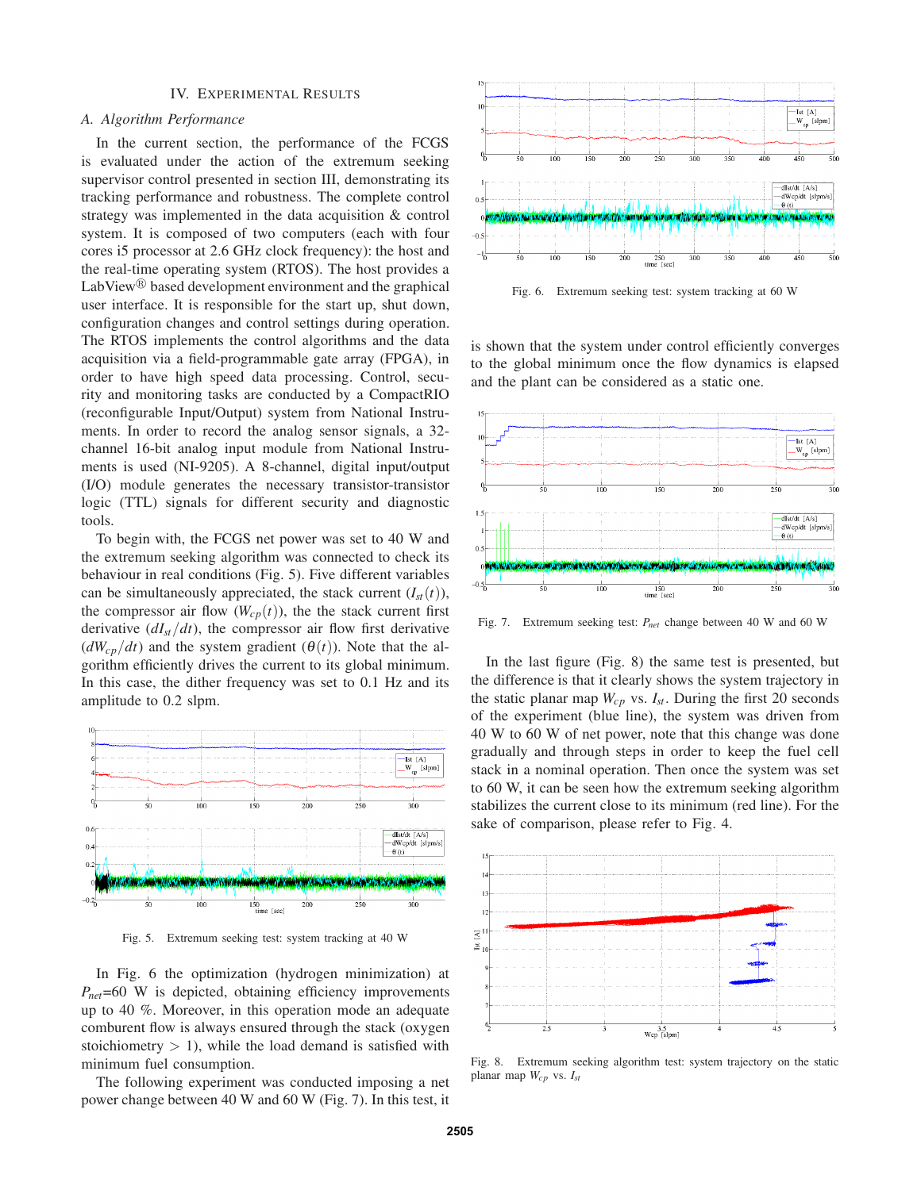## IV. Experimental Results

### A. Algorithm Performance

In the current section, the performance of the FCGS is evaluated under the action of the extremum seeking supervisor control presented in section III, demonstrating its tracking performance and robustness. The complete control strategy was implemented in the data acquisition & control system. It is composed of two computers (each with four cores i5 processor at 2.6 GHz clock frequency): the host and the real-time operating system (RTOS). The host provides a LabView® based development environment and the graphical user interface. It is responsible for the start up, shut down, configuration changes and control settings during operation. The RTOS implements the control algorithms and the data acquisition via a field-programmable gate array (FPGA), in order to have high speed data processing. Control, security and monitoring tasks are conducted by a CompactRIO (reconfigurable Input/Output) system from National Instruments. In order to record the analog sensor signals, a 32-channel 16-bit analog input module from National Instruments is used (NI-9205). A 8-channel, digital input/output (I/O) module generates the necessary transistor-transistor logic (TTL) signals for different security and diagnostic tools.

To begin with, the FCGS net power was set to 40 W and the extremum seeking algorithm was connected to check its behaviour in real conditions (Fig. 5). Five different variables can be simultaneously appreciated, the stack current ($I_{st}(t)$), the compressor air flow ($W_{cp}(t)$), the the stack current first derivative ($dI_{st}/dt$), the compressor air flow first derivative ($dW_{cp}/dt$) and the system gradient ($\theta(t)$). Note that the algorithm efficiently drives the current to its global minimum. In this case, the dither frequency was set to 0.1 Hz and its amplitude to 0.2 slpm.

Fig. 5. Extremum seeking test: system tracking at 40 W

In Fig. 6 the optimization (hydrogen minimization) at $P_{net}$=60 W is depicted, obtaining efficiency improvements up to 40 %. Moreover, in this operation mode an adequate comburent flow is always ensured through the stack (oxygen stoichiometry $> 1$), while the load demand is satisfied with minimum fuel consumption.

The following experiment was conducted imposing a net power change between 40 W and 60 W (Fig. 7). In this test, it is shown that the system under control efficiently converges to the global minimum once the flow dynamics is elapsed and the plant can be considered as a static one.

Fig. 6. Extremum seeking test: system tracking at 60 W

Fig. 7. Extremum seeking test: $P_{net}$ change between 40 W and 60 W

In the last figure (Fig. 8) the same test is presented, but the difference is that it clearly shows the system trajectory in the static planar map $W_{cp}$ vs. $I_{st}$. During the first 20 seconds of the experiment (blue line), the system was driven from 40 W to 60 W of net power, note that this change was done gradually and through steps in order to keep the fuel cell stack in a nominal operation. Then once the system was set to 60 W, it can be seen how the extremum seeking algorithm stabilizes the current close to its minimum (red line). For the sake of comparison, please refer to Fig. 4.

Fig. 8. Extremum seeking algorithm test: system trajectory on the static planar map $W_{cp}$ vs. $I_{st}$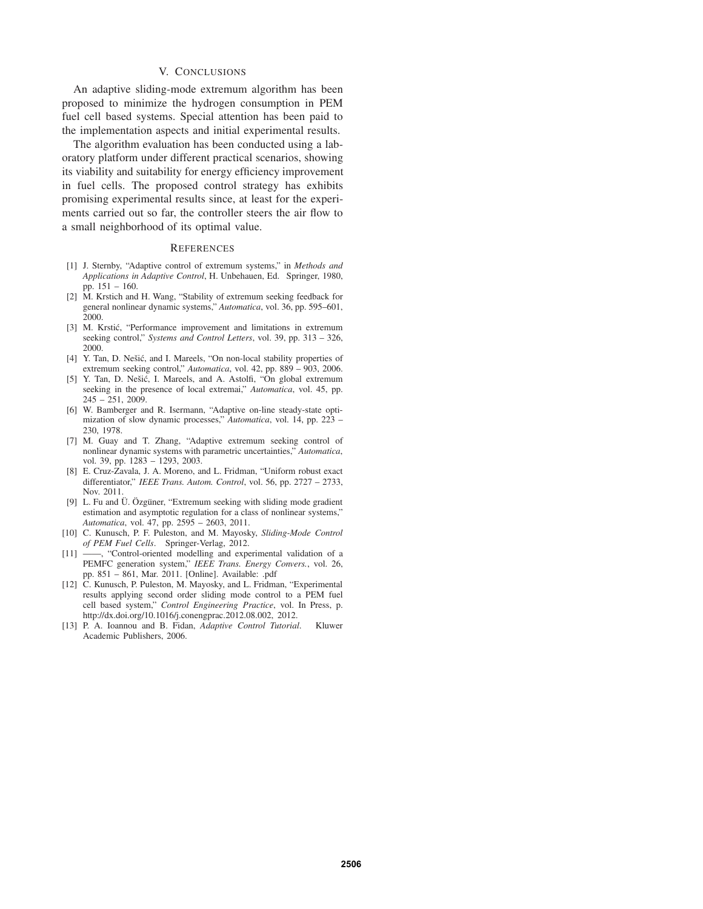## V. Conclusions

An adaptive sliding-mode extremum algorithm has been proposed to minimize the hydrogen consumption in PEM fuel cell based systems. Special attention has been paid to the implementation aspects and initial experimental results.

The algorithm evaluation has been conducted using a laboratory platform under different practical scenarios, showing its viability and suitability for energy efficiency improvement in fuel cells. The proposed control strategy has exhibits promising experimental results since, at least for the experiments carried out so far, the controller steers the air flow to a small neighborhood of its optimal value.

## References

[1] J. Sternby, "Adaptive control of extremum systems," in *Methods and Applications in Adaptive Control*, H. Unbehauen, Ed. Springer, 1980, pp. 151 – 160.

[2] M. Krstich and H. Wang, "Stability of extremum seeking feedback for general nonlinear dynamic systems," *Automatica*, vol. 36, pp. 595–601, 2000.

[3] M. Krstić, "Performance improvement and limitations in extremum seeking control," *Systems and Control Letters*, vol. 39, pp. 313 – 326, 2000.

[4] Y. Tan, D. Nešić, and I. Mareels, "On non-local stability properties of extremum seeking control," *Automatica*, vol. 42, pp. 889 – 903, 2006.

[5] Y. Tan, D. Nešić, I. Mareels, and A. Astolfi, "On global extremum seeking in the presence of local extremai," *Automatica*, vol. 45, pp. 245 – 251, 2009.

[6] W. Bamberger and R. Isermann, "Adaptive on-line steady-state optimization of slow dynamic processes," *Automatica*, vol. 14, pp. 223 – 230, 1978.

[7] M. Guay and T. Zhang, "Adaptive extremum seeking control of nonlinear dynamic systems with parametric uncertainties," *Automatica*, vol. 39, pp. 1283 – 1293, 2003.

[8] E. Cruz-Zavala, J. A. Moreno, and L. Fridman, "Uniform robust exact differentiator," *IEEE Trans. Autom. Control*, vol. 56, pp. 2727 – 2733, Nov. 2011.

[9] L. Fu and Ü. Özgüner, "Extremum seeking with sliding mode gradient estimation and asymptotic regulation for a class of nonlinear systems," *Automatica*, vol. 47, pp. 2595 – 2603, 2011.

[10] C. Kunusch, P. F. Puleston, and M. Mayosky, *Sliding-Mode Control of PEM Fuel Cells*. Springer-Verlag, 2012.

[11] ——, "Control-oriented modelling and experimental validation of a PEMFC generation system," *IEEE Trans. Energy Convers.*, vol. 26, pp. 851 – 861, Mar. 2011. [Online]. Available: .pdf

[12] C. Kunusch, P. Puleston, M. Mayosky, and L. Fridman, "Experimental results applying second order sliding mode control to a PEM fuel cell based system," *Control Engineering Practice*, vol. In Press, p. http://dx.doi.org/10.1016/j.conengprac.2012.08.002, 2012.

[13] P. A. Ioannou and B. Fidan, *Adaptive Control Tutorial*. Kluwer Academic Publishers, 2006.